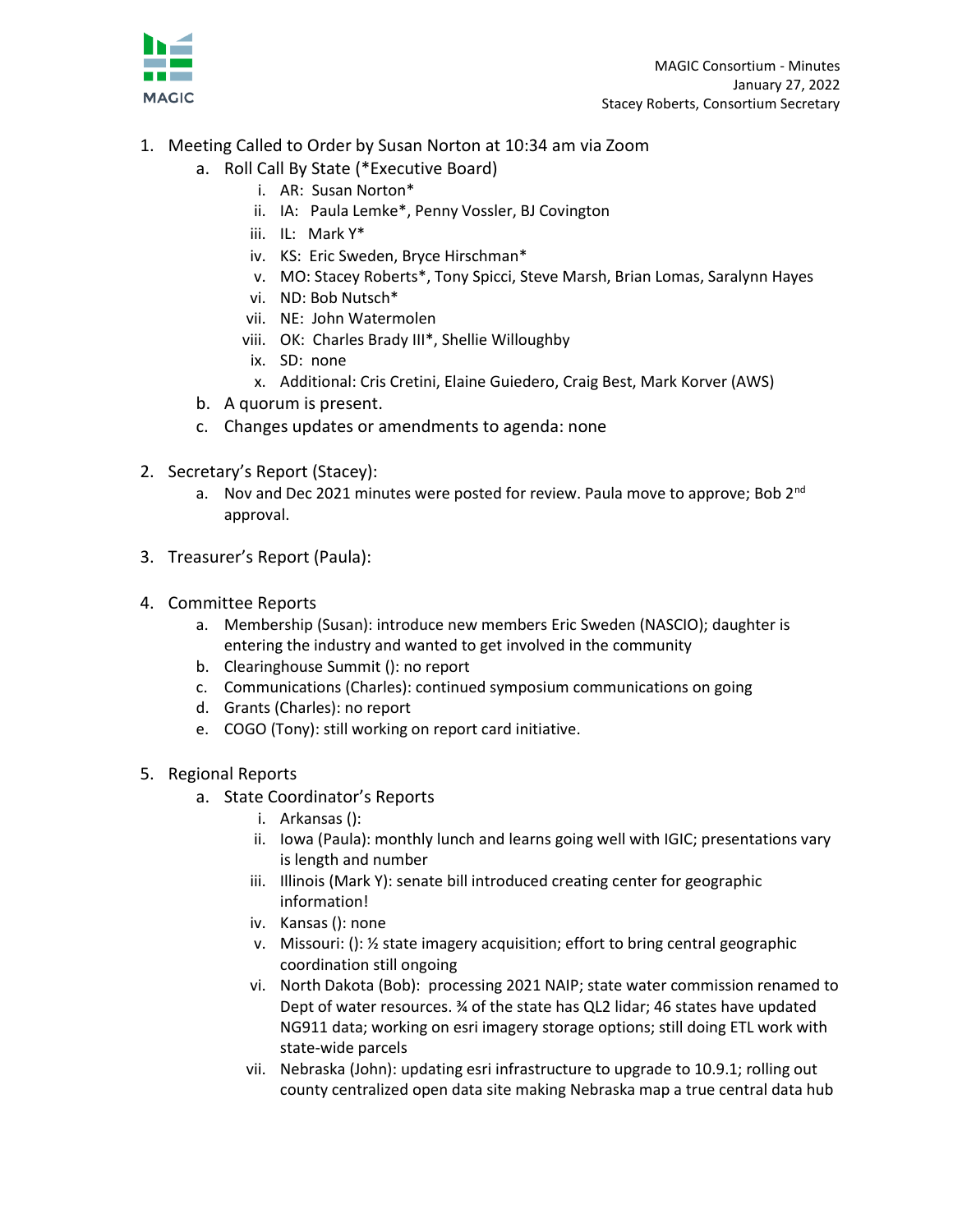MAGIC

MAGIC Consortium - Minutes
January 27, 2022
Stacey Roberts, Consortium Secretary

1. Meeting Called to Order by Susan Norton at 10:34 am via Zoom
    a. Roll Call By State (*Executive Board)
        i. AR: Susan Norton*
        ii. IA: Paula Lemke*, Penny Vossler, BJ Covington
        iii. IL: Mark Y*
        iv. KS: Eric Sweden, Bryce Hirschman*
        v. MO: Stacey Roberts*, Tony Spicci, Steve Marsh, Brian Lomas, Saralynn Hayes
        vi. ND: Bob Nutsch*
        vii. NE: John Watermolen
        viii. OK: Charles Brady III*, Shellie Willoughby
        ix. SD: none
        x. Additional: Cris Cretini, Elaine Guiedero, Craig Best, Mark Korver (AWS)
    b. A quorum is present.
    c. Changes updates or amendments to agenda: none

2. Secretary's Report (Stacey):
    a. Nov and Dec 2021 minutes were posted for review. Paula move to approve; Bob 2nd approval.

3. Treasurer's Report (Paula):

4. Committee Reports
    a. Membership (Susan): introduce new members Eric Sweden (NASCIO); daughter is entering the industry and wanted to get involved in the community
    b. Clearinghouse Summit (): no report
    c. Communications (Charles): continued symposium communications on going
    d. Grants (Charles): no report
    e. COGO (Tony): still working on report card initiative.

5. Regional Reports
    a. State Coordinator's Reports
        i. Arkansas ():
        ii. Iowa (Paula): monthly lunch and learns going well with IGIC; presentations vary is length and number
        iii. Illinois (Mark Y): senate bill introduced creating center for geographic information!
        iv. Kansas (): none
        v. Missouri: (): ½ state imagery acquisition; effort to bring central geographic coordination still ongoing
        vi. North Dakota (Bob): processing 2021 NAIP; state water commission renamed to Dept of water resources. ¾ of the state has QL2 lidar; 46 states have updated NG911 data; working on esri imagery storage options; still doing ETL work with state-wide parcels
        vii. Nebraska (John): updating esri infrastructure to upgrade to 10.9.1; rolling out county centralized open data site making Nebraska map a true central data hub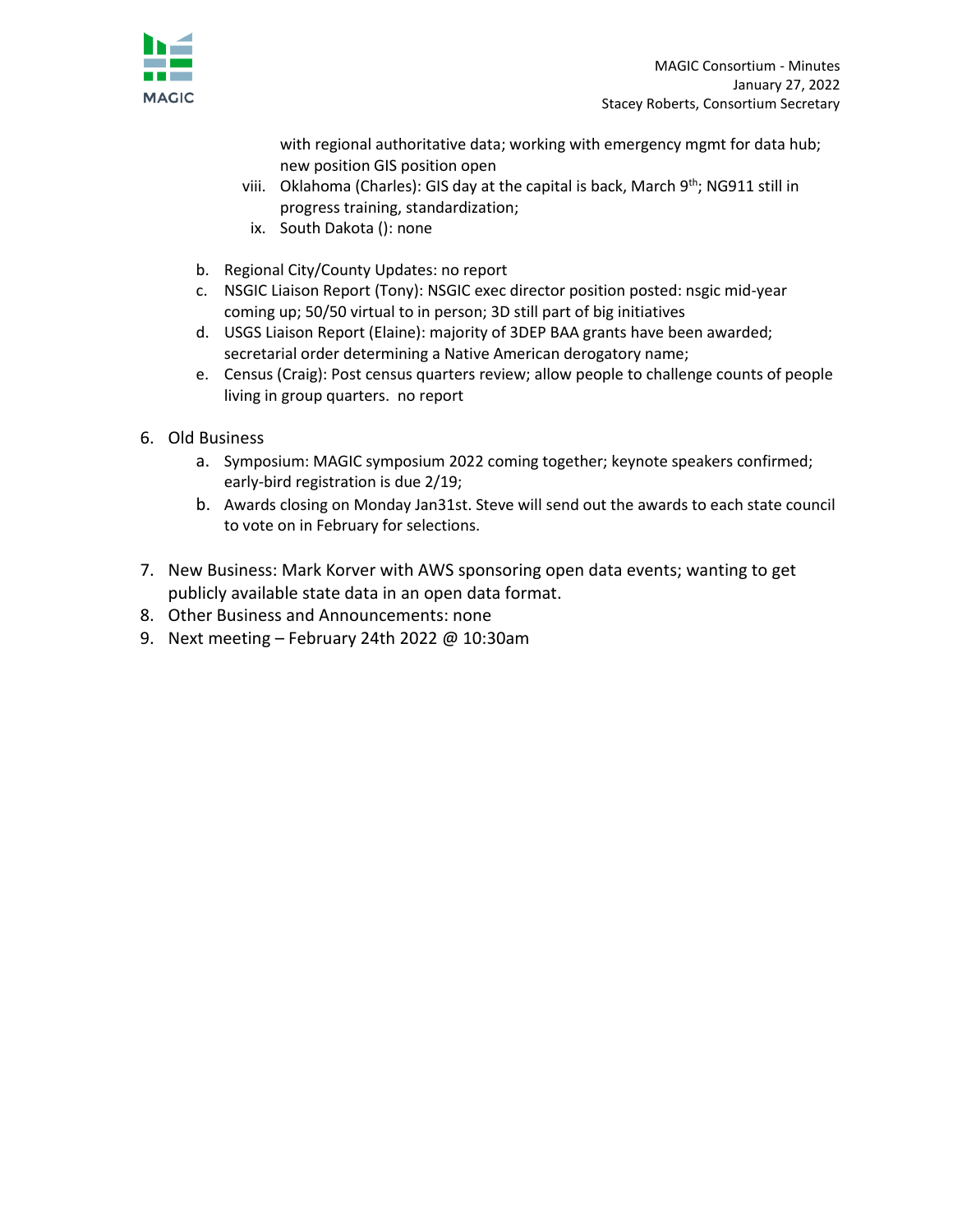with regional authoritative data; working with emergency mgmt for data hub; new position GIS position open

viii. Oklahoma (Charles): GIS day at the capital is back, March 9th; NG911 still in progress training, standardization;

ix. South Dakota (): none

b. Regional City/County Updates: no report

c. NSGIC Liaison Report (Tony): NSGIC exec director position posted: nsgic mid-year coming up; 50/50 virtual to in person; 3D still part of big initiatives

d. USGS Liaison Report (Elaine): majority of 3DEP BAA grants have been awarded; secretarial order determining a Native American derogatory name;

e. Census (Craig): Post census quarters review; allow people to challenge counts of people living in group quarters. no report

6. Old Business
   a. Symposium: MAGIC symposium 2022 coming together; keynote speakers confirmed; early-bird registration is due 2/19;
   b. Awards closing on Monday Jan31st. Steve will send out the awards to each state council to vote on in February for selections.

7. New Business: Mark Korver with AWS sponsoring open data events; wanting to get publicly available state data in an open data format.
8. Other Business and Announcements: none
9. Next meeting – February 24th 2022 @ 10:30am